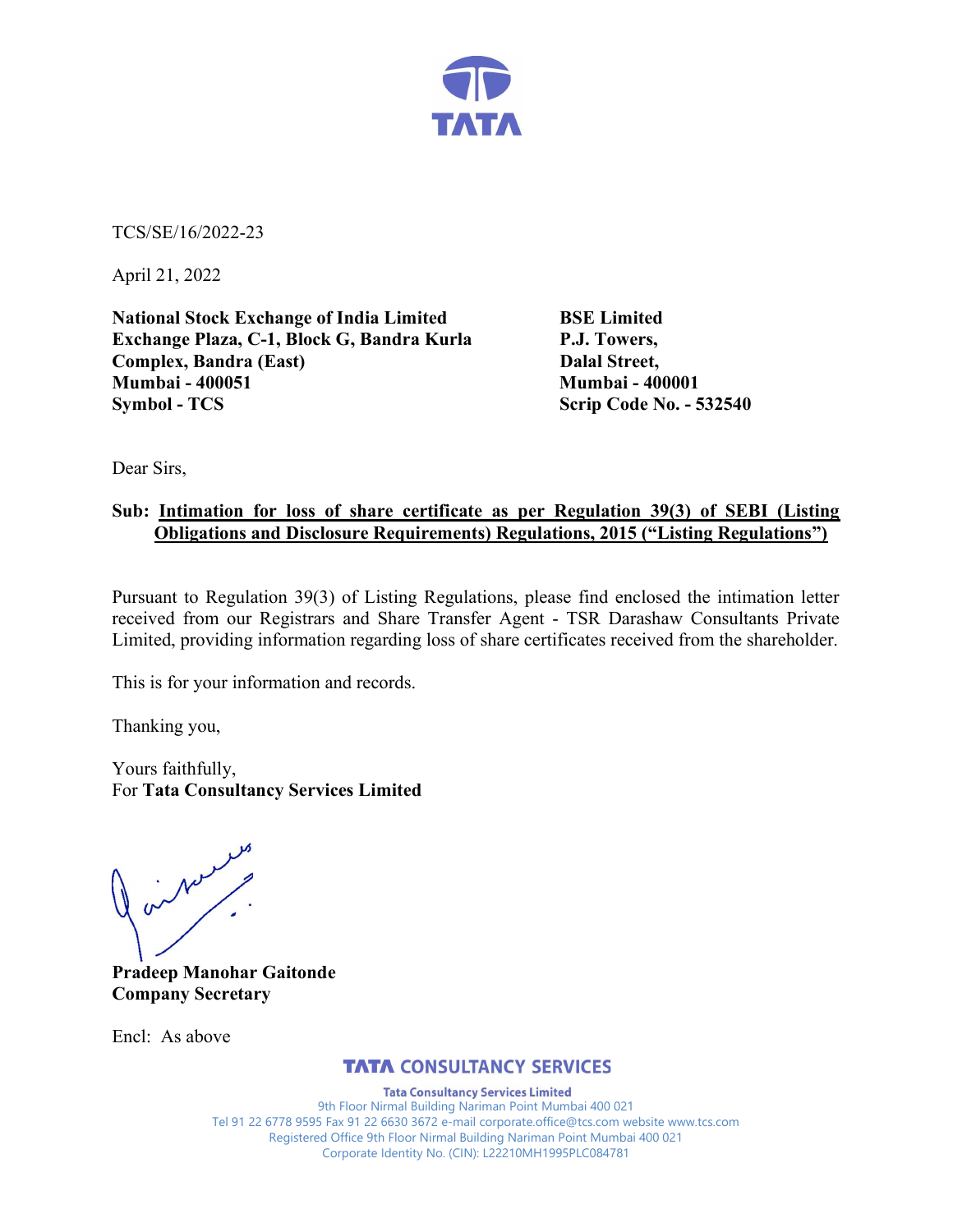TCS/SE/16/2022-23

April 21, 2022

**National Stock Exchange of India Limited**
**Exchange Plaza, C-1, Block G, Bandra Kurla Complex, Bandra (East)**
**Mumbai - 400051**
**Symbol - TCS**

**BSE Limited**
**P.J. Towers,**
**Dalal Street,**
**Mumbai - 400001**
**Scrip Code No. - 532540**

Dear Sirs,

**Sub: Intimation for loss of share certificate as per Regulation 39(3) of SEBI (Listing Obligations and Disclosure Requirements) Regulations, 2015 ("Listing Regulations")**

Pursuant to Regulation 39(3) of Listing Regulations, please find enclosed the intimation letter received from our Registrars and Share Transfer Agent - TSR Darashaw Consultants Private Limited, providing information regarding loss of share certificates received from the shareholder.

This is for your information and records.

Thanking you,

Yours faithfully,
For **Tata Consultancy Services Limited**

**Pradeep Manohar Gaitonde**
**Company Secretary**

Encl: As above

**TATA CONSULTANCY SERVICES**

**Tata Consultancy Services Limited**
9th Floor Nirmal Building Nariman Point Mumbai 400 021
Tel 91 22 6778 9595 Fax 91 22 6630 3672 e-mail corporate.office@tcs.com website www.tcs.com
Registered Office 9th Floor Nirmal Building Nariman Point Mumbai 400 021
Corporate Identity No. (CIN): L22210MH1995PLC084781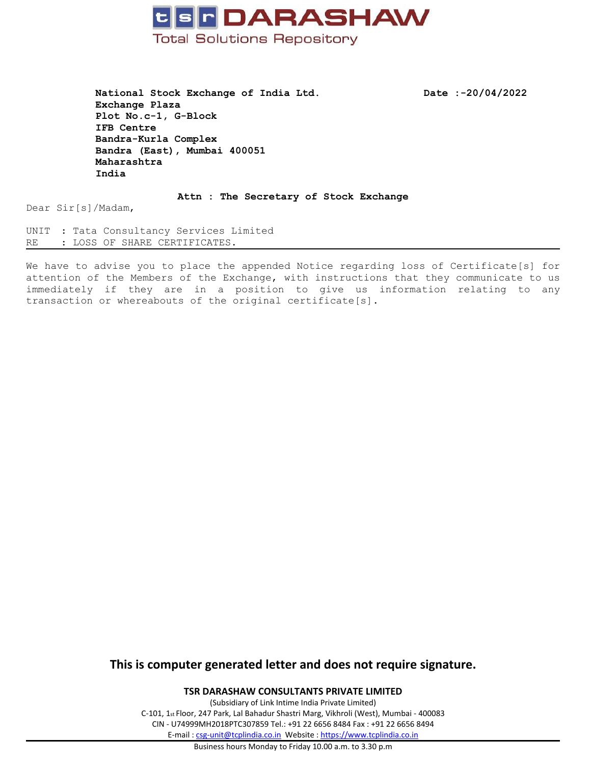**tsr DARASHAW**

Total Solutions Repository

**National Stock Exchange of India Ltd.**
**Exchange Plaza**
**Plot No.c-1, G-Block**
**IFB Centre**
**Bandra-Kurla Complex**
**Bandra (East), Mumbai 400051**
**Maharashtra**
**India**

**Date :-20/04/2022**

**Attn : The Secretary of Stock Exchange**

Dear Sir[s]/Madam,

UNIT : Tata Consultancy Services Limited
RE : LOSS OF SHARE CERTIFICATES.

---

We have to advise you to place the appended Notice regarding loss of Certificate[s] for attention of the Members of the Exchange, with instructions that they communicate to us immediately if they are in a position to give us information relating to any transaction or whereabouts of the original certificate[s].

**This is computer generated letter and does not require signature.**

**TSR DARASHAW CONSULTANTS PRIVATE LIMITED**
(Subsidiary of Link Intime India Private Limited)
C-101, 1st Floor, 247 Park, Lal Bahadur Shastri Marg, Vikhroli (West), Mumbai - 400083
CIN - U74999MH2018PTC307859 Tel.: +91 22 6656 8484 Fax : +91 22 6656 8494
E-mail : csg-unit@tcplindia.co.in Website : https://www.tcplindia.co.in

---

Business hours Monday to Friday 10.00 a.m. to 3.30 p.m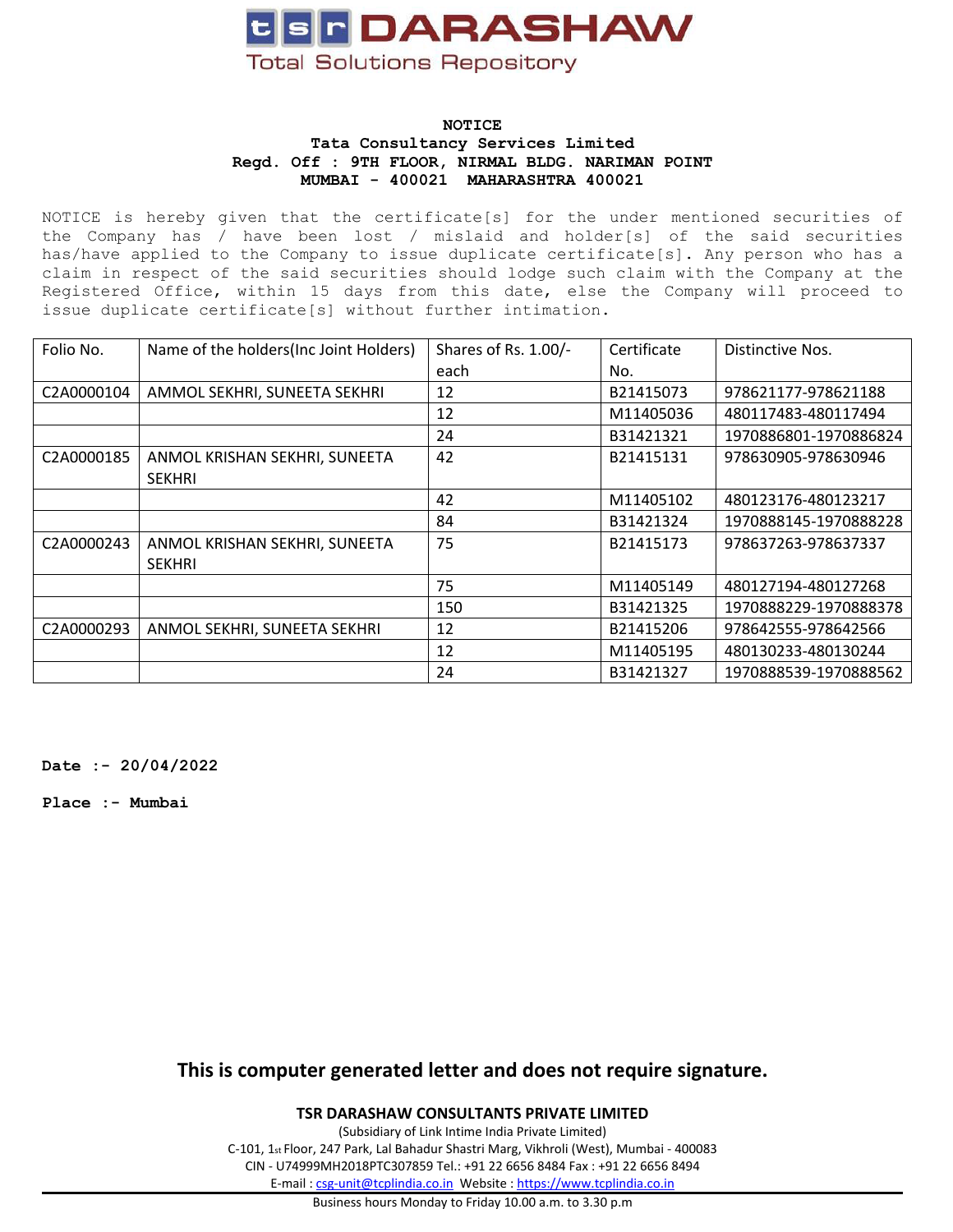tsr DARASHAW

Total Solutions Repository

**NOTICE**
**Tata Consultancy Services Limited**
**Regd. Off : 9TH FLOOR, NIRMAL BLDG. NARIMAN POINT**
**MUMBAI - 400021 MAHARASHTRA 400021**

NOTICE is hereby given that the certificate[s] for the under mentioned securities of the Company has / have been lost / mislaid and holder[s] of the said securities has/have applied to the Company to issue duplicate certificate[s]. Any person who has a claim in respect of the said securities should lodge such claim with the Company at the Registered Office, within 15 days from this date, else the Company will proceed to issue duplicate certificate[s] without further intimation.

| Folio No. | Name of the holders(Inc Joint Holders) | Shares of Rs. 1.00/- each | Certificate No. | Distinctive Nos. |
|---|---|---|---|---|
| C2A0000104 | AMMOL SEKHRI, SUNEETA SEKHRI | 12 | B21415073 | 978621177-978621188 |
| | | 12 | M11405036 | 480117483-480117494 |
| | | 24 | B31421321 | 1970886801-1970886824 |
| C2A0000185 | ANMOL KRISHAN SEKHRI, SUNEETA SEKHRI | 42 | B21415131 | 978630905-978630946 |
| | | 42 | M11405102 | 480123176-480123217 |
| | | 84 | B31421324 | 1970888145-1970888228 |
| C2A0000243 | ANMOL KRISHAN SEKHRI, SUNEETA SEKHRI | 75 | B21415173 | 978637263-978637337 |
| | | 75 | M11405149 | 480127194-480127268 |
| | | 150 | B31421325 | 1970888229-1970888378 |
| C2A0000293 | ANMOL SEKHRI, SUNEETA SEKHRI | 12 | B21415206 | 978642555-978642566 |
| | | 12 | M11405195 | 480130233-480130244 |
| | | 24 | B31421327 | 1970888539-1970888562 |

**Date :- 20/04/2022**

**Place :- Mumbai**

**This is computer generated letter and does not require signature.**

**TSR DARASHAW CONSULTANTS PRIVATE LIMITED**
(Subsidiary of Link Intime India Private Limited)
C-101, 1st Floor, 247 Park, Lal Bahadur Shastri Marg, Vikhroli (West), Mumbai - 400083
CIN - U74999MH2018PTC307859 Tel.: +91 22 6656 8484 Fax : +91 22 6656 8494
E-mail : csg-unit@tcplindia.co.in Website : https://www.tcplindia.co.in
Business hours Monday to Friday 10.00 a.m. to 3.30 p.m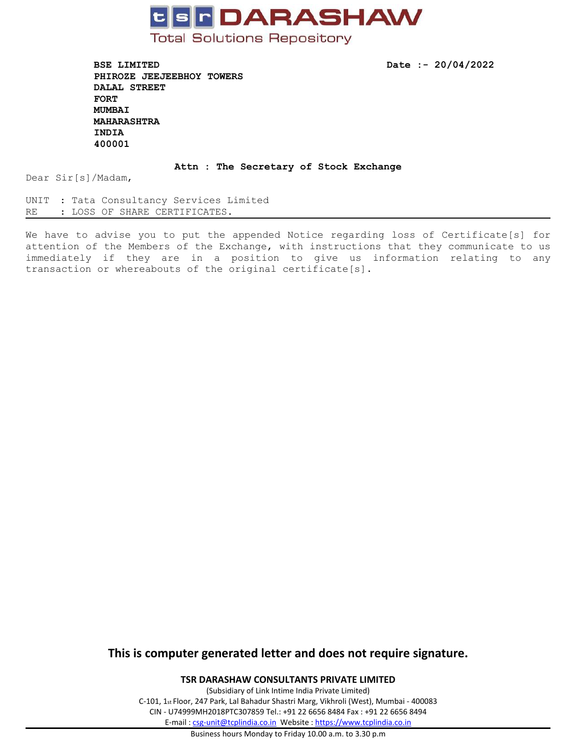**tsr DARASHAW**
Total Solutions Repository

**BSE LIMITED**
**PHIROZE JEEJEEBHOY TOWERS**
**DALAL STREET**
**FORT**
**MUMBAI**
**MAHARASHTRA**
**INDIA**
**400001**

**Date :- 20/04/2022**

**Attn : The Secretary of Stock Exchange**

Dear Sir[s]/Madam,

UNIT : Tata Consultancy Services Limited
RE : LOSS OF SHARE CERTIFICATES.

---

We have to advise you to put the appended Notice regarding loss of Certificate[s] for attention of the Members of the Exchange, with instructions that they communicate to us immediately if they are in a position to give us information relating to any transaction or whereabouts of the original certificate[s].

**This is computer generated letter and does not require signature.**

**TSR DARASHAW CONSULTANTS PRIVATE LIMITED**
(Subsidiary of Link Intime India Private Limited)
C-101, 1st Floor, 247 Park, Lal Bahadur Shastri Marg, Vikhroli (West), Mumbai - 400083
CIN - U74999MH2018PTC307859 Tel.: +91 22 6656 8484 Fax : +91 22 6656 8494
E-mail : csg-unit@tcplindia.co.in Website : https://www.tcplindia.co.in

Business hours Monday to Friday 10.00 a.m. to 3.30 p.m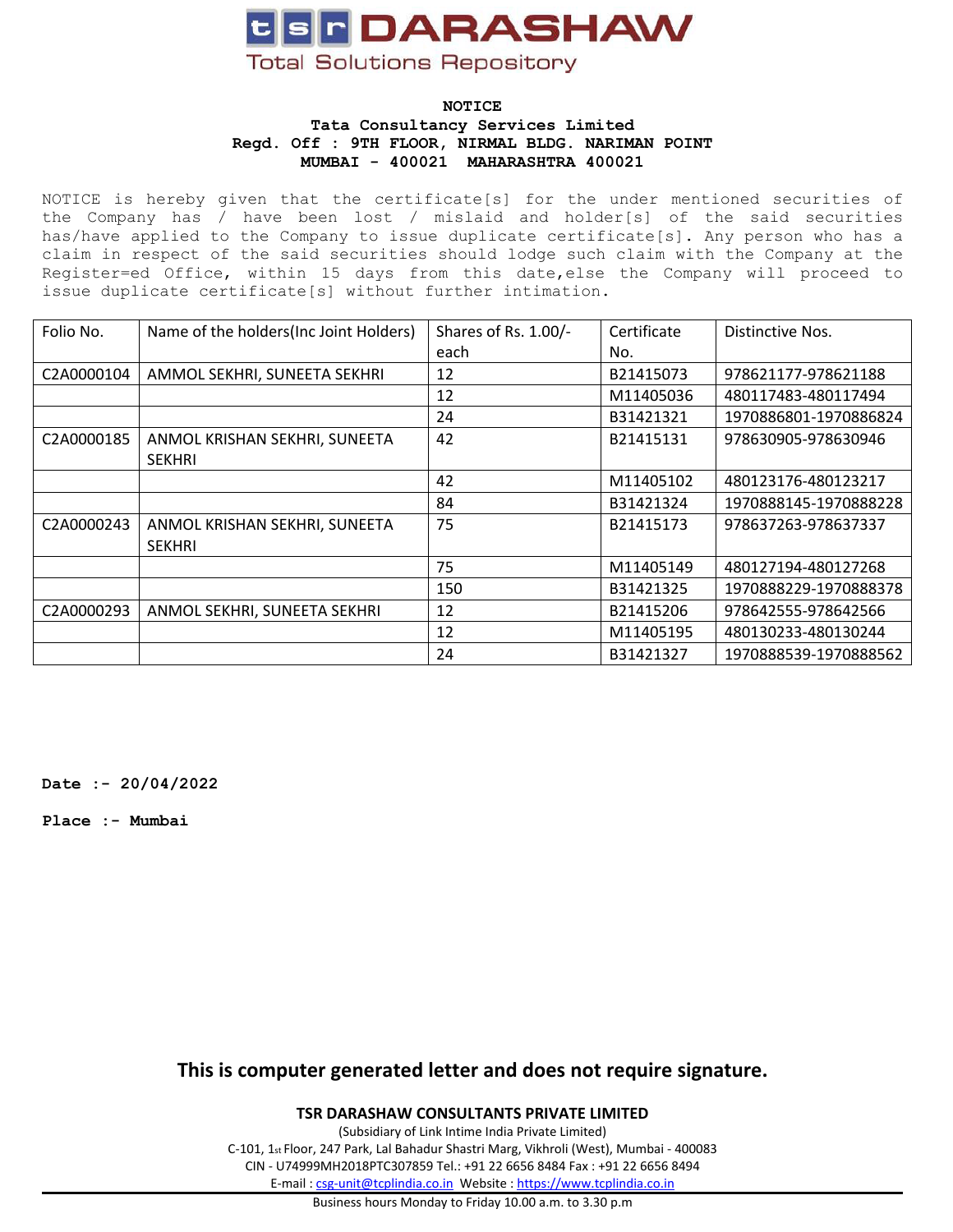# tsr DARASHAW

Total Solutions Repository

**NOTICE**

**Tata Consultancy Services Limited**

**Regd. Off : 9TH FLOOR, NIRMAL BLDG. NARIMAN POINT**

**MUMBAI - 400021 MAHARASHTRA 400021**

NOTICE is hereby given that the certificate[s] for the under mentioned securities of the Company has / have been lost / mislaid and holder[s] of the said securities has/have applied to the Company to issue duplicate certificate[s]. Any person who has a claim in respect of the said securities should lodge such claim with the Company at the Register=ed Office, within 15 days from this date,else the Company will proceed to issue duplicate certificate[s] without further intimation.

| Folio No. | Name of the holders(Inc Joint Holders) | Shares of Rs. 1.00/- each | Certificate No. | Distinctive Nos. |
|---|---|---|---|---|
| C2A0000104 | AMMOL SEKHRI, SUNEETA SEKHRI | 12 | B21415073 | 978621177-978621188 |
| | | 12 | M11405036 | 480117483-480117494 |
| | | 24 | B31421321 | 1970886801-1970886824 |
| C2A0000185 | ANMOL KRISHAN SEKHRI, SUNEETA SEKHRI | 42 | B21415131 | 978630905-978630946 |
| | | 42 | M11405102 | 480123176-480123217 |
| | | 84 | B31421324 | 1970888145-1970888228 |
| C2A0000243 | ANMOL KRISHAN SEKHRI, SUNEETA SEKHRI | 75 | B21415173 | 978637263-978637337 |
| | | 75 | M11405149 | 480127194-480127268 |
| | | 150 | B31421325 | 1970888229-1970888378 |
| C2A0000293 | ANMOL SEKHRI, SUNEETA SEKHRI | 12 | B21415206 | 978642555-978642566 |
| | | 12 | M11405195 | 480130233-480130244 |
| | | 24 | B31421327 | 1970888539-1970888562 |

**Date :- 20/04/2022**

**Place :- Mumbai**

**This is computer generated letter and does not require signature.**

**TSR DARASHAW CONSULTANTS PRIVATE LIMITED**

(Subsidiary of Link Intime India Private Limited)

C-101, 1st Floor, 247 Park, Lal Bahadur Shastri Marg, Vikhroli (West), Mumbai - 400083

CIN - U74999MH2018PTC307859 Tel.: +91 22 6656 8484 Fax : +91 22 6656 8494

E-mail : csg-unit@tcplindia.co.in Website : https://www.tcplindia.co.in

Business hours Monday to Friday 10.00 a.m. to 3.30 p.m